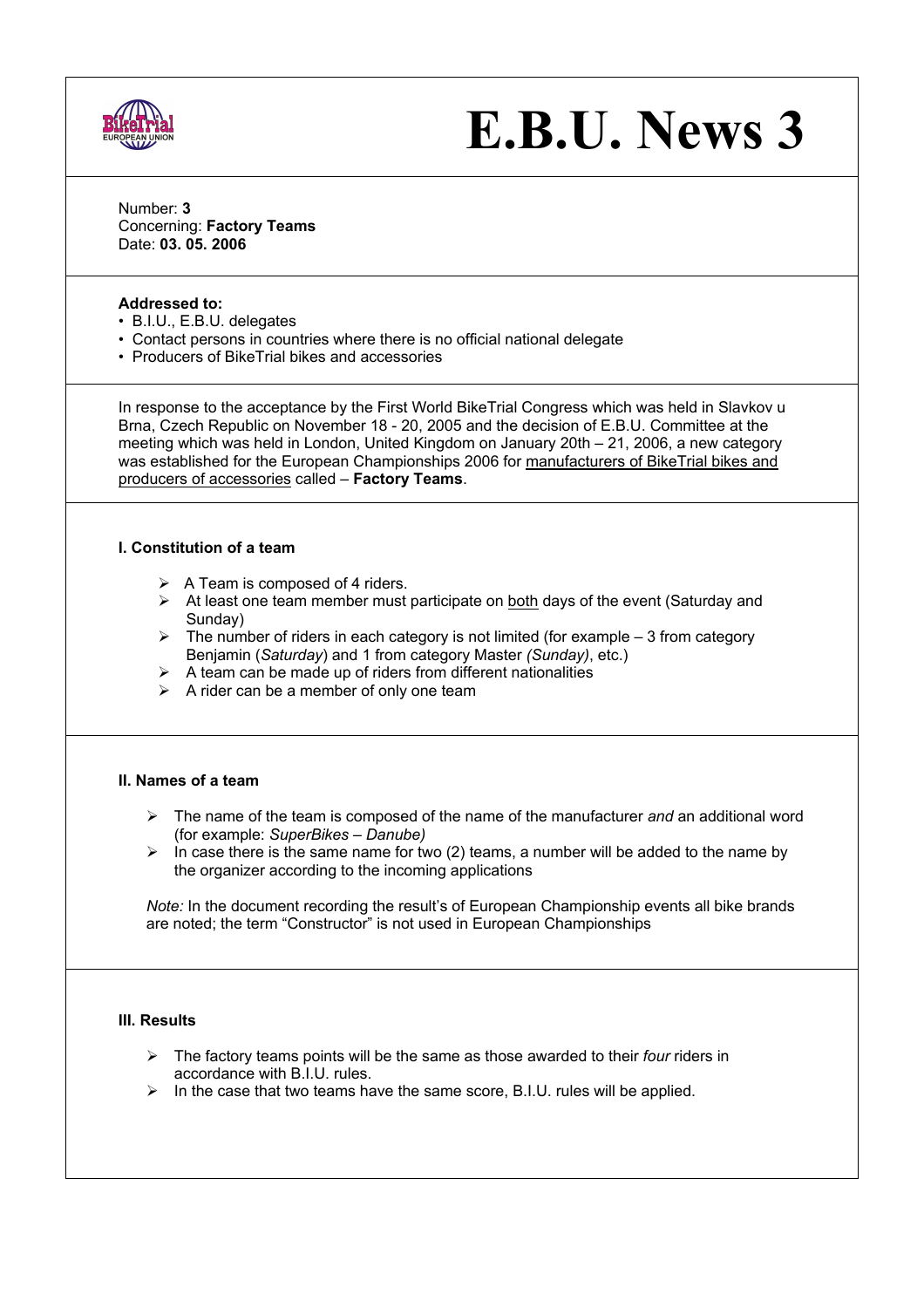# E.B.U. News 3

Number: **3**
Concerning: **Factory Teams**
Date: **03. 05. 2006**

**Addressed to:**

- B.I.U., E.B.U. delegates
- Contact persons in countries where there is no official national delegate
- Producers of BikeTrial bikes and accessories

In response to the acceptance by the First World BikeTrial Congress which was held in Slavkov u Brna, Czech Republic on November 18 - 20, 2005 and the decision of E.B.U. Committee at the meeting which was held in London, United Kingdom on January 20th – 21, 2006, a new category was established for the European Championships 2006 for manufacturers of BikeTrial bikes and producers of accessories called – **Factory Teams**.

### I. Constitution of a team

- A Team is composed of 4 riders.
- At least one team member must participate on both days of the event (Saturday and Sunday)
- The number of riders in each category is not limited (for example – 3 from category Benjamin (*Saturday*) and 1 from category Master *(Sunday)*, etc.)
- A team can be made up of riders from different nationalities
- A rider can be a member of only one team

### II. Names of a team

- The name of the team is composed of the name of the manufacturer *and* an additional word (for example: *SuperBikes – Danube)*
- In case there is the same name for two (2) teams, a number will be added to the name by the organizer according to the incoming applications

*Note:* In the document recording the result's of European Championship events all bike brands are noted; the term "Constructor" is not used in European Championships

### III. Results

- The factory teams points will be the same as those awarded to their *four* riders in accordance with B.I.U. rules.
- In the case that two teams have the same score, B.I.U. rules will be applied.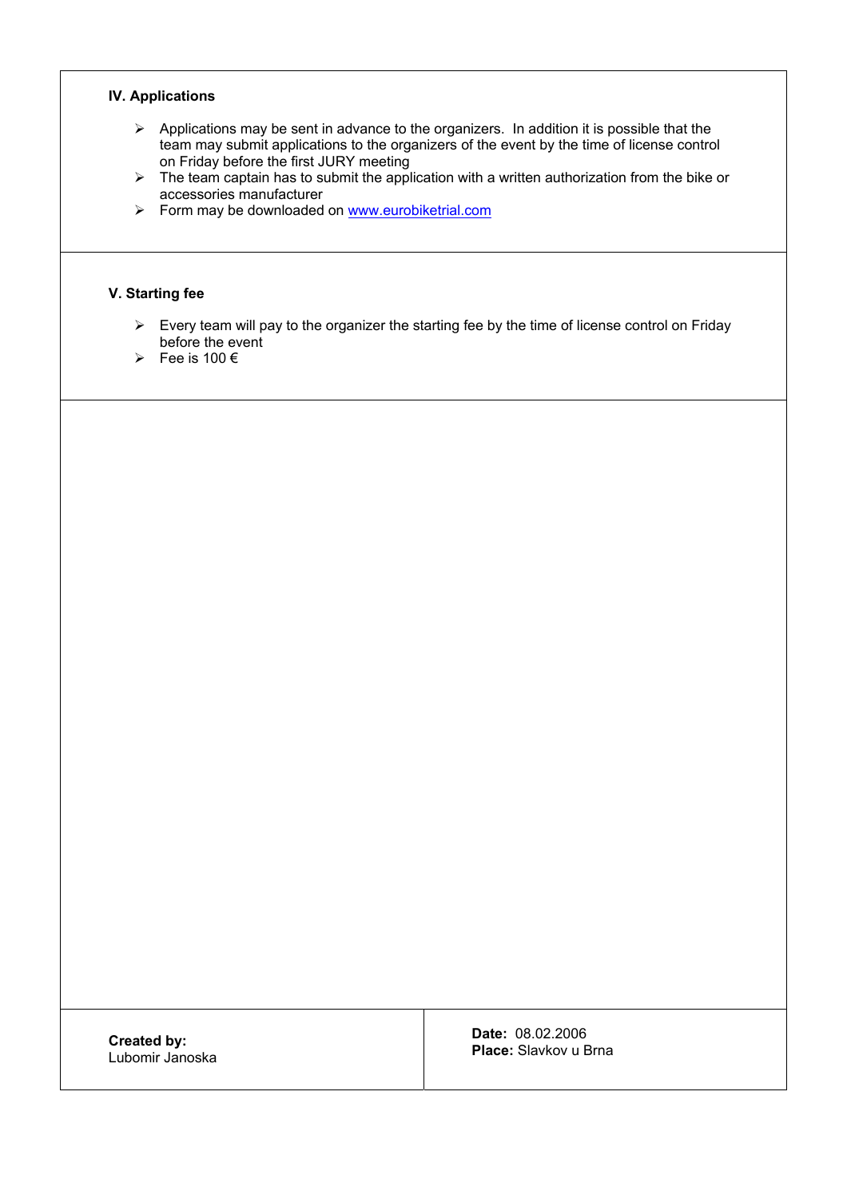## IV. Applications

- Applications may be sent in advance to the organizers. In addition it is possible that the team may submit applications to the organizers of the event by the time of license control on Friday before the first JURY meeting
- The team captain has to submit the application with a written authorization from the bike or accessories manufacturer
- Form may be downloaded on [www.eurobiketrial.com](http://www.eurobiketrial.com)

## V. Starting fee

- Every team will pay to the organizer the starting fee by the time of license control on Friday before the event
- Fee is 100 €

| | |
|---|---|
| **Created by:**<br>Lubomir Janoska | **Date:** 08.02.2006<br>**Place:** Slavkov u Brna |